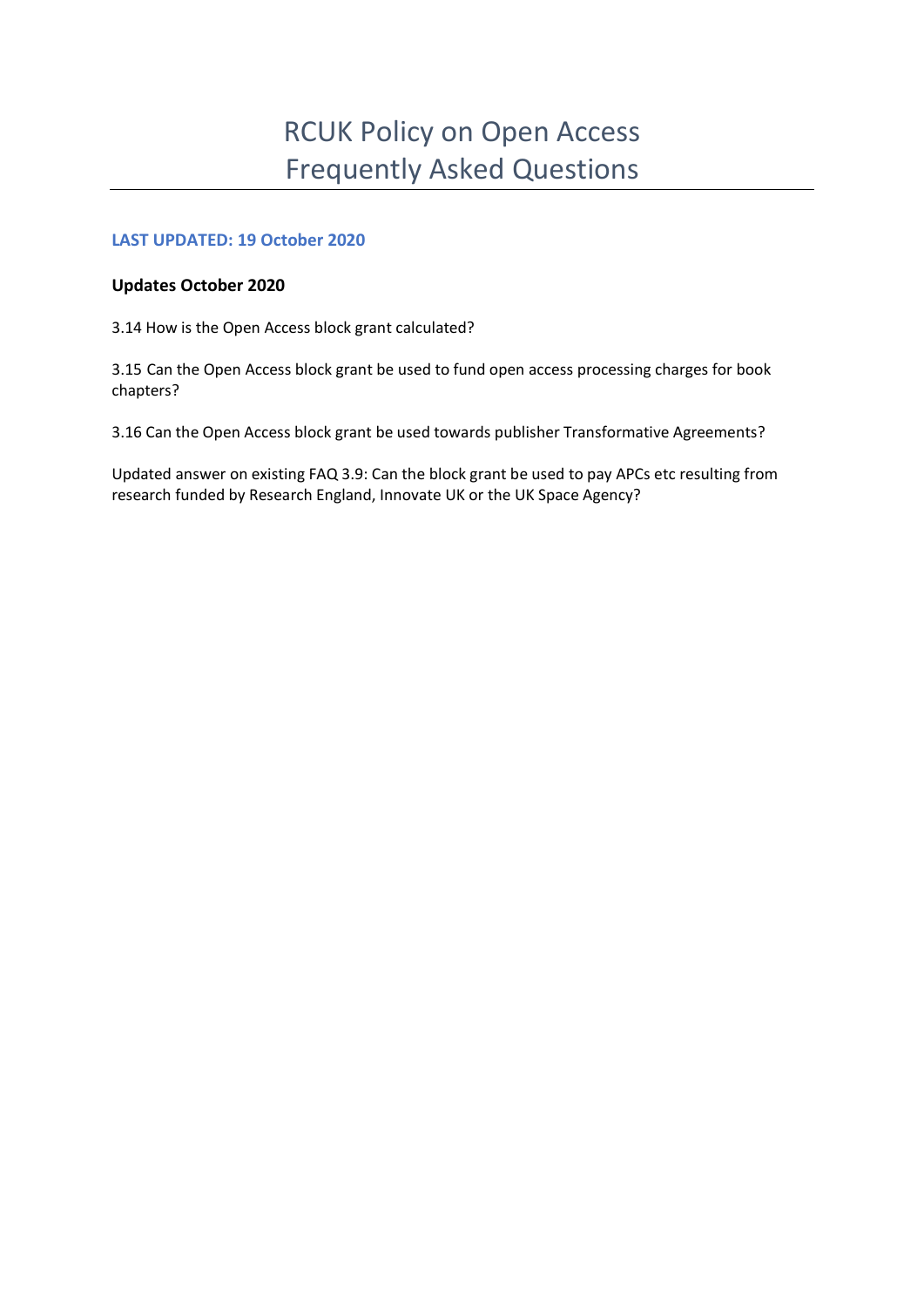# RCUK Policy on Open Access
# Frequently Asked Questions

**LAST UPDATED: 19 October 2020**

**Updates October 2020**

3.14 How is the Open Access block grant calculated?

3.15 Can the Open Access block grant be used to fund open access processing charges for book chapters?

3.16 Can the Open Access block grant be used towards publisher Transformative Agreements?

Updated answer on existing FAQ 3.9: Can the block grant be used to pay APCs etc resulting from research funded by Research England, Innovate UK or the UK Space Agency?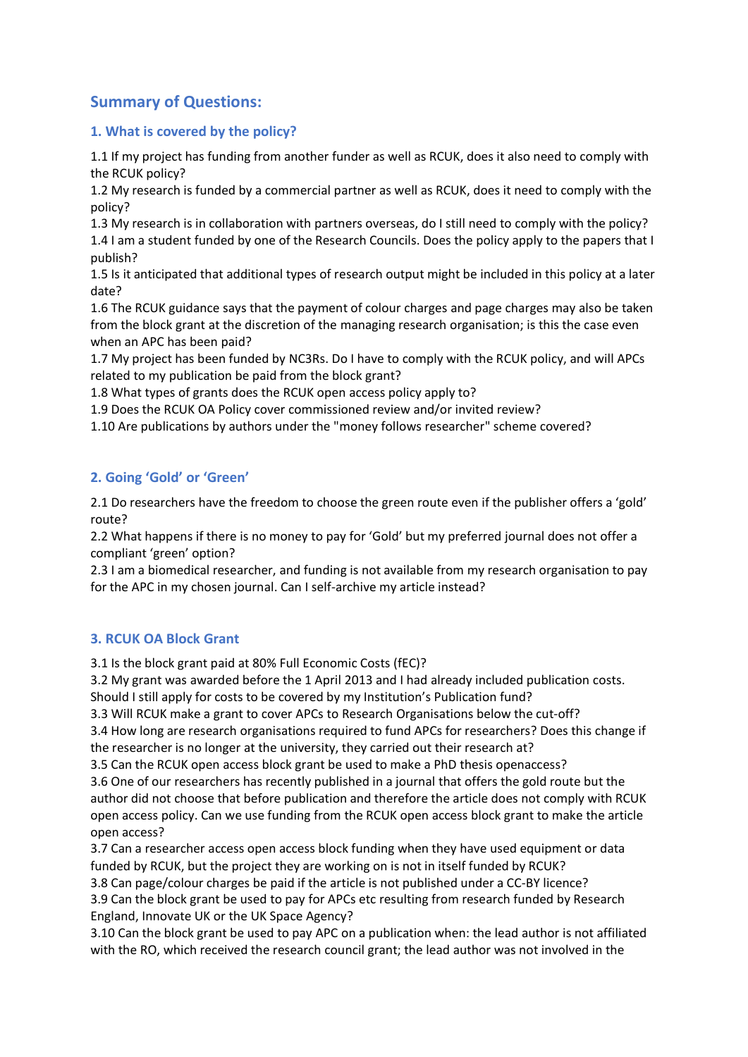# Summary of Questions:

## 1. What is covered by the policy?

1.1 If my project has funding from another funder as well as RCUK, does it also need to comply with the RCUK policy?
1.2 My research is funded by a commercial partner as well as RCUK, does it need to comply with the policy?
1.3 My research is in collaboration with partners overseas, do I still need to comply with the policy?
1.4 I am a student funded by one of the Research Councils. Does the policy apply to the papers that I publish?
1.5 Is it anticipated that additional types of research output might be included in this policy at a later date?
1.6 The RCUK guidance says that the payment of colour charges and page charges may also be taken from the block grant at the discretion of the managing research organisation; is this the case even when an APC has been paid?
1.7 My project has been funded by NC3Rs. Do I have to comply with the RCUK policy, and will APCs related to my publication be paid from the block grant?
1.8 What types of grants does the RCUK open access policy apply to?
1.9 Does the RCUK OA Policy cover commissioned review and/or invited review?
1.10 Are publications by authors under the "money follows researcher" scheme covered?

## 2. Going 'Gold' or 'Green'

2.1 Do researchers have the freedom to choose the green route even if the publisher offers a 'gold' route?
2.2 What happens if there is no money to pay for 'Gold' but my preferred journal does not offer a compliant 'green' option?
2.3 I am a biomedical researcher, and funding is not available from my research organisation to pay for the APC in my chosen journal. Can I self-archive my article instead?

## 3. RCUK OA Block Grant

3.1 Is the block grant paid at 80% Full Economic Costs (fEC)?
3.2 My grant was awarded before the 1 April 2013 and I had already included publication costs. Should I still apply for costs to be covered by my Institution's Publication fund?
3.3 Will RCUK make a grant to cover APCs to Research Organisations below the cut-off?
3.4 How long are research organisations required to fund APCs for researchers? Does this change if the researcher is no longer at the university, they carried out their research at?
3.5 Can the RCUK open access block grant be used to make a PhD thesis openaccess?
3.6 One of our researchers has recently published in a journal that offers the gold route but the author did not choose that before publication and therefore the article does not comply with RCUK open access policy. Can we use funding from the RCUK open access block grant to make the article open access?
3.7 Can a researcher access open access block funding when they have used equipment or data funded by RCUK, but the project they are working on is not in itself funded by RCUK?
3.8 Can page/colour charges be paid if the article is not published under a CC-BY licence?
3.9 Can the block grant be used to pay for APCs etc resulting from research funded by Research England, Innovate UK or the UK Space Agency?
3.10 Can the block grant be used to pay APC on a publication when: the lead author is not affiliated with the RO, which received the research council grant; the lead author was not involved in the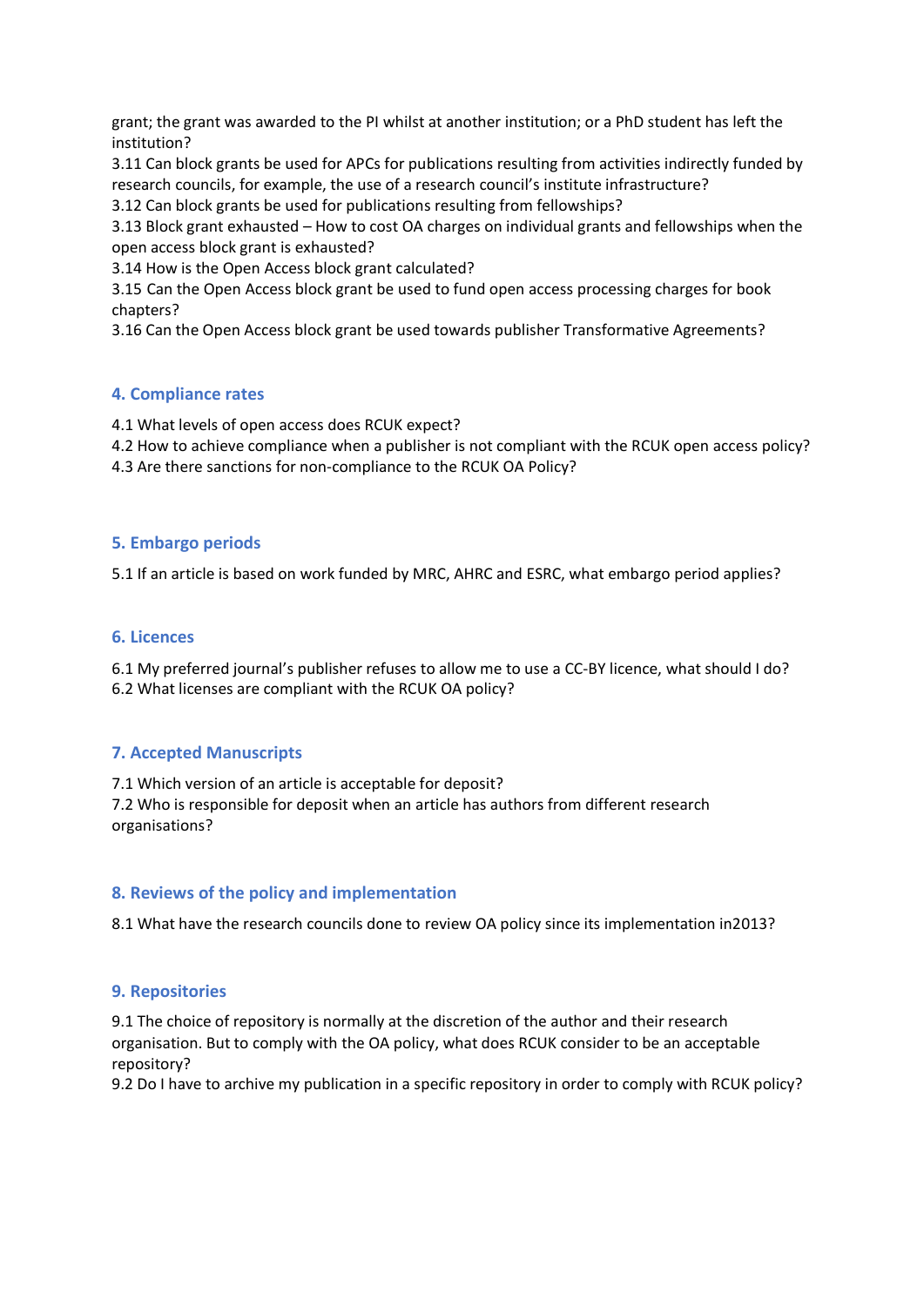grant; the grant was awarded to the PI whilst at another institution; or a PhD student has left the institution?
3.11 Can block grants be used for APCs for publications resulting from activities indirectly funded by research councils, for example, the use of a research council's institute infrastructure?
3.12 Can block grants be used for publications resulting from fellowships?
3.13 Block grant exhausted – How to cost OA charges on individual grants and fellowships when the open access block grant is exhausted?
3.14 How is the Open Access block grant calculated?
3.15 Can the Open Access block grant be used to fund open access processing charges for book chapters?
3.16 Can the Open Access block grant be used towards publisher Transformative Agreements?

## 4. Compliance rates

4.1 What levels of open access does RCUK expect?
4.2 How to achieve compliance when a publisher is not compliant with the RCUK open access policy?
4.3 Are there sanctions for non-compliance to the RCUK OA Policy?

## 5. Embargo periods

5.1 If an article is based on work funded by MRC, AHRC and ESRC, what embargo period applies?

## 6. Licences

6.1 My preferred journal's publisher refuses to allow me to use a CC-BY licence, what should I do?
6.2 What licenses are compliant with the RCUK OA policy?

## 7. Accepted Manuscripts

7.1 Which version of an article is acceptable for deposit?
7.2 Who is responsible for deposit when an article has authors from different research organisations?

## 8. Reviews of the policy and implementation

8.1 What have the research councils done to review OA policy since its implementation in2013?

## 9. Repositories

9.1 The choice of repository is normally at the discretion of the author and their research organisation. But to comply with the OA policy, what does RCUK consider to be an acceptable repository?
9.2 Do I have to archive my publication in a specific repository in order to comply with RCUK policy?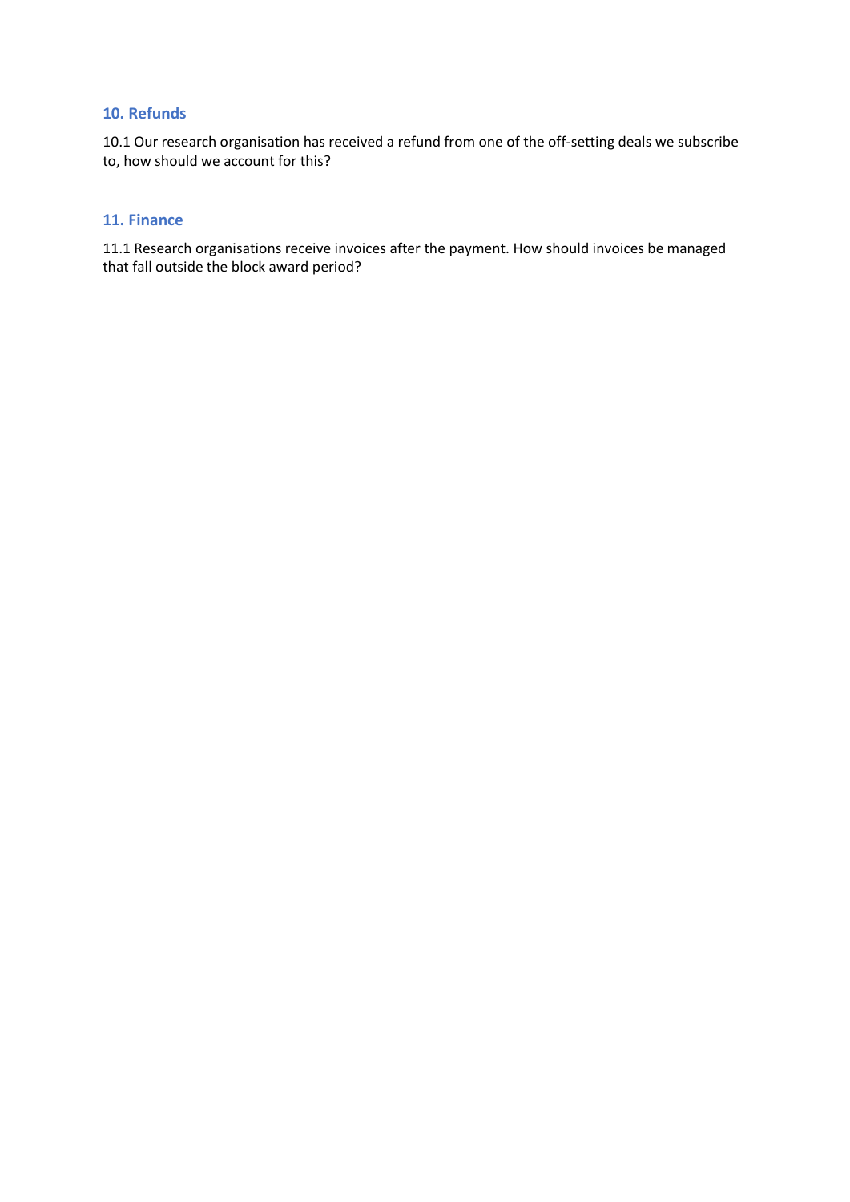## 10. Refunds

10.1 Our research organisation has received a refund from one of the off-setting deals we subscribe to, how should we account for this?

## 11. Finance

11.1 Research organisations receive invoices after the payment. How should invoices be managed that fall outside the block award period?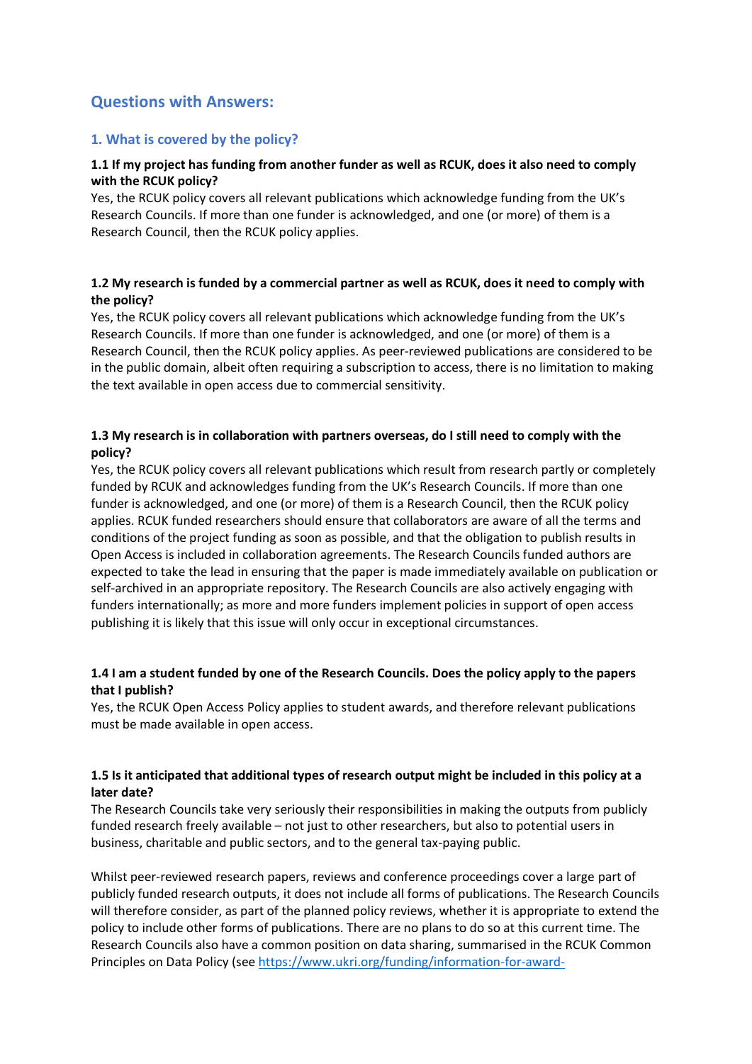## Questions with Answers:

### 1. What is covered by the policy?

**1.1 If my project has funding from another funder as well as RCUK, does it also need to comply with the RCUK policy?**

Yes, the RCUK policy covers all relevant publications which acknowledge funding from the UK's Research Councils. If more than one funder is acknowledged, and one (or more) of them is a Research Council, then the RCUK policy applies.

**1.2 My research is funded by a commercial partner as well as RCUK, does it need to comply with the policy?**

Yes, the RCUK policy covers all relevant publications which acknowledge funding from the UK's Research Councils. If more than one funder is acknowledged, and one (or more) of them is a Research Council, then the RCUK policy applies. As peer-reviewed publications are considered to be in the public domain, albeit often requiring a subscription to access, there is no limitation to making the text available in open access due to commercial sensitivity.

**1.3 My research is in collaboration with partners overseas, do I still need to comply with the policy?**

Yes, the RCUK policy covers all relevant publications which result from research partly or completely funded by RCUK and acknowledges funding from the UK's Research Councils. If more than one funder is acknowledged, and one (or more) of them is a Research Council, then the RCUK policy applies. RCUK funded researchers should ensure that collaborators are aware of all the terms and conditions of the project funding as soon as possible, and that the obligation to publish results in Open Access is included in collaboration agreements. The Research Councils funded authors are expected to take the lead in ensuring that the paper is made immediately available on publication or self-archived in an appropriate repository. The Research Councils are also actively engaging with funders internationally; as more and more funders implement policies in support of open access publishing it is likely that this issue will only occur in exceptional circumstances.

**1.4 I am a student funded by one of the Research Councils. Does the policy apply to the papers that I publish?**

Yes, the RCUK Open Access Policy applies to student awards, and therefore relevant publications must be made available in open access.

**1.5 Is it anticipated that additional types of research output might be included in this policy at a later date?**

The Research Councils take very seriously their responsibilities in making the outputs from publicly funded research freely available – not just to other researchers, but also to potential users in business, charitable and public sectors, and to the general tax-paying public.

Whilst peer-reviewed research papers, reviews and conference proceedings cover a large part of publicly funded research outputs, it does not include all forms of publications. The Research Councils will therefore consider, as part of the planned policy reviews, whether it is appropriate to extend the policy to include other forms of publications. There are no plans to do so at this current time. The Research Councils also have a common position on data sharing, summarised in the RCUK Common Principles on Data Policy (see https://www.ukri.org/funding/information-for-award-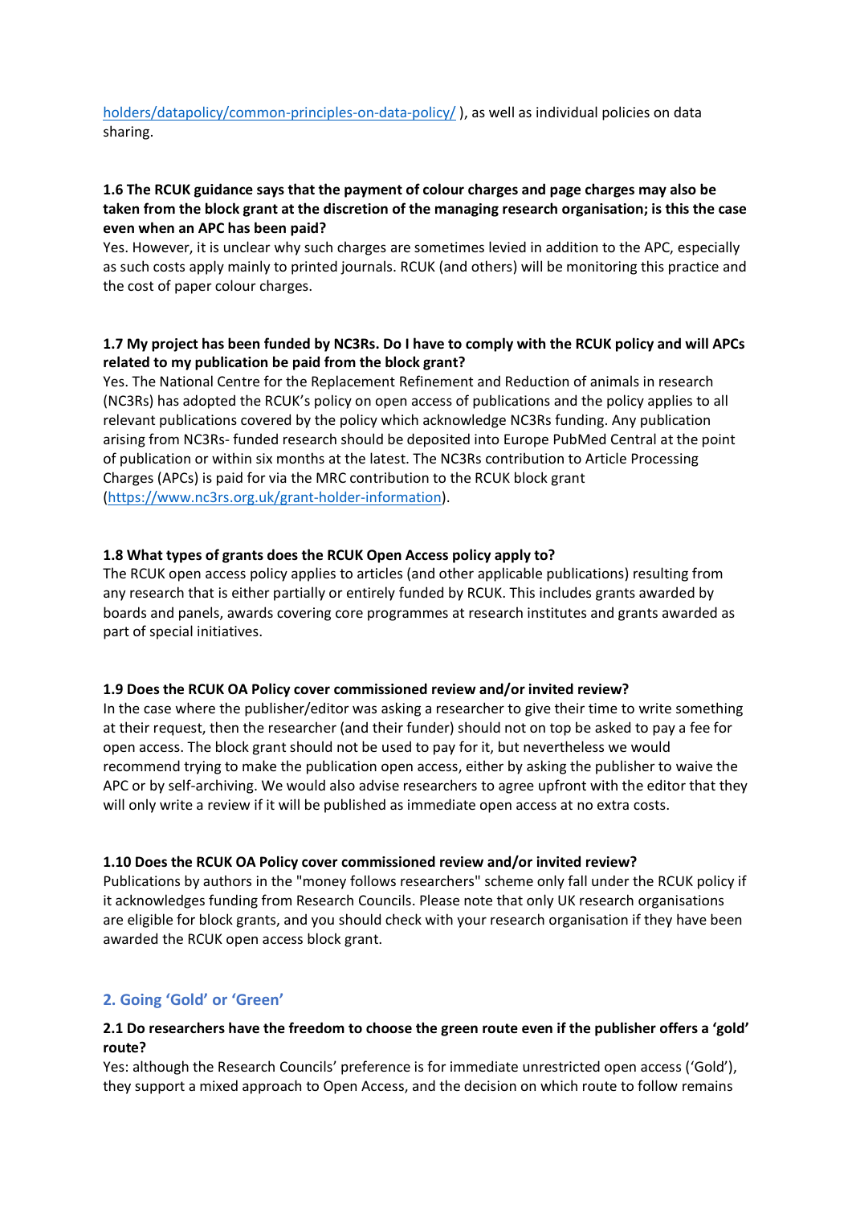[holders/datapolicy/common-principles-on-data-policy/](holders/datapolicy/common-principles-on-data-policy/) ), as well as individual policies on data sharing.

**1.6 The RCUK guidance says that the payment of colour charges and page charges may also be taken from the block grant at the discretion of the managing research organisation; is this the case even when an APC has been paid?**

Yes. However, it is unclear why such charges are sometimes levied in addition to the APC, especially as such costs apply mainly to printed journals. RCUK (and others) will be monitoring this practice and the cost of paper colour charges.

**1.7 My project has been funded by NC3Rs. Do I have to comply with the RCUK policy and will APCs related to my publication be paid from the block grant?**

Yes. The National Centre for the Replacement Refinement and Reduction of animals in research (NC3Rs) has adopted the RCUK's policy on open access of publications and the policy applies to all relevant publications covered by the policy which acknowledge NC3Rs funding. Any publication arising from NC3Rs- funded research should be deposited into Europe PubMed Central at the point of publication or within six months at the latest. The NC3Rs contribution to Article Processing Charges (APCs) is paid for via the MRC contribution to the RCUK block grant ([https://www.nc3rs.org.uk/grant-holder-information](https://www.nc3rs.org.uk/grant-holder-information)).

**1.8 What types of grants does the RCUK Open Access policy apply to?**

The RCUK open access policy applies to articles (and other applicable publications) resulting from any research that is either partially or entirely funded by RCUK. This includes grants awarded by boards and panels, awards covering core programmes at research institutes and grants awarded as part of special initiatives.

**1.9 Does the RCUK OA Policy cover commissioned review and/or invited review?**

In the case where the publisher/editor was asking a researcher to give their time to write something at their request, then the researcher (and their funder) should not on top be asked to pay a fee for open access. The block grant should not be used to pay for it, but nevertheless we would recommend trying to make the publication open access, either by asking the publisher to waive the APC or by self-archiving. We would also advise researchers to agree upfront with the editor that they will only write a review if it will be published as immediate open access at no extra costs.

**1.10 Does the RCUK OA Policy cover commissioned review and/or invited review?**

Publications by authors in the "money follows researchers" scheme only fall under the RCUK policy if it acknowledges funding from Research Councils. Please note that only UK research organisations are eligible for block grants, and you should check with your research organisation if they have been awarded the RCUK open access block grant.

## 2. Going 'Gold' or 'Green'

**2.1 Do researchers have the freedom to choose the green route even if the publisher offers a 'gold' route?**

Yes: although the Research Councils' preference is for immediate unrestricted open access ('Gold'), they support a mixed approach to Open Access, and the decision on which route to follow remains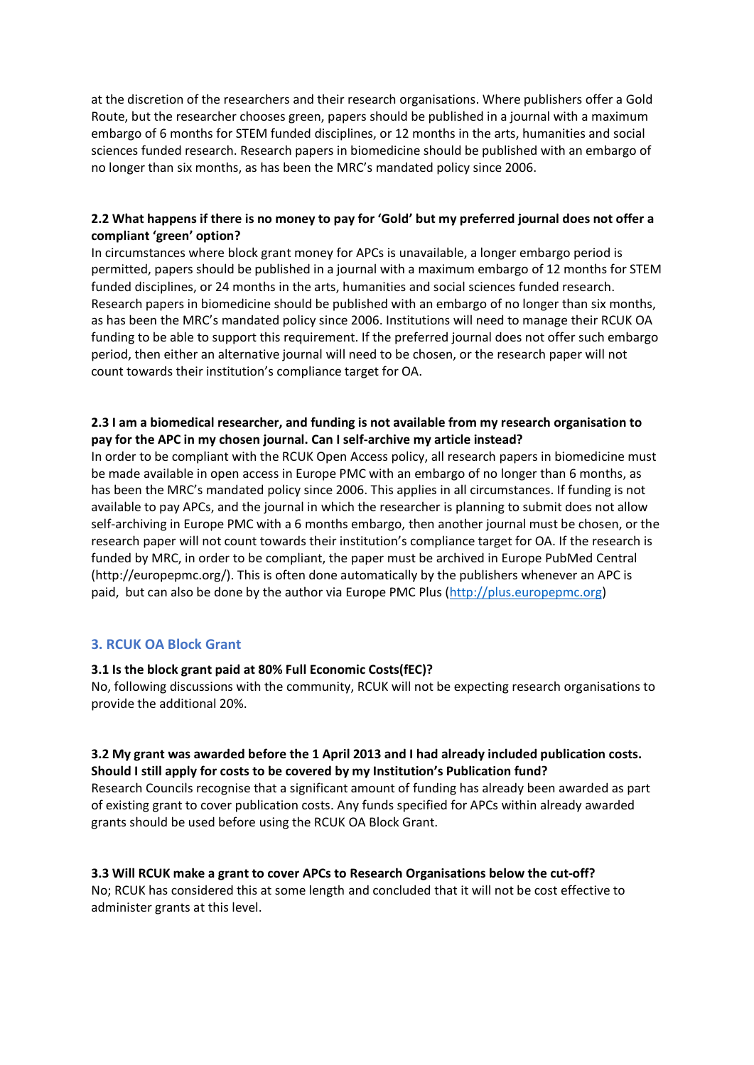at the discretion of the researchers and their research organisations. Where publishers offer a Gold Route, but the researcher chooses green, papers should be published in a journal with a maximum embargo of 6 months for STEM funded disciplines, or 12 months in the arts, humanities and social sciences funded research. Research papers in biomedicine should be published with an embargo of no longer than six months, as has been the MRC's mandated policy since 2006.

**2.2 What happens if there is no money to pay for 'Gold' but my preferred journal does not offer a compliant 'green' option?**

In circumstances where block grant money for APCs is unavailable, a longer embargo period is permitted, papers should be published in a journal with a maximum embargo of 12 months for STEM funded disciplines, or 24 months in the arts, humanities and social sciences funded research. Research papers in biomedicine should be published with an embargo of no longer than six months, as has been the MRC's mandated policy since 2006. Institutions will need to manage their RCUK OA funding to be able to support this requirement. If the preferred journal does not offer such embargo period, then either an alternative journal will need to be chosen, or the research paper will not count towards their institution's compliance target for OA.

**2.3 I am a biomedical researcher, and funding is not available from my research organisation to pay for the APC in my chosen journal. Can I self-archive my article instead?**

In order to be compliant with the RCUK Open Access policy, all research papers in biomedicine must be made available in open access in Europe PMC with an embargo of no longer than 6 months, as has been the MRC's mandated policy since 2006. This applies in all circumstances. If funding is not available to pay APCs, and the journal in which the researcher is planning to submit does not allow self-archiving in Europe PMC with a 6 months embargo, then another journal must be chosen, or the research paper will not count towards their institution's compliance target for OA. If the research is funded by MRC, in order to be compliant, the paper must be archived in Europe PubMed Central (http://europepmc.org/). This is often done automatically by the publishers whenever an APC is paid, but can also be done by the author via Europe PMC Plus (http://plus.europepmc.org)

## 3. RCUK OA Block Grant

**3.1 Is the block grant paid at 80% Full Economic Costs(fEC)?**

No, following discussions with the community, RCUK will not be expecting research organisations to provide the additional 20%.

**3.2 My grant was awarded before the 1 April 2013 and I had already included publication costs. Should I still apply for costs to be covered by my Institution's Publication fund?**

Research Councils recognise that a significant amount of funding has already been awarded as part of existing grant to cover publication costs. Any funds specified for APCs within already awarded grants should be used before using the RCUK OA Block Grant.

**3.3 Will RCUK make a grant to cover APCs to Research Organisations below the cut-off?**

No; RCUK has considered this at some length and concluded that it will not be cost effective to administer grants at this level.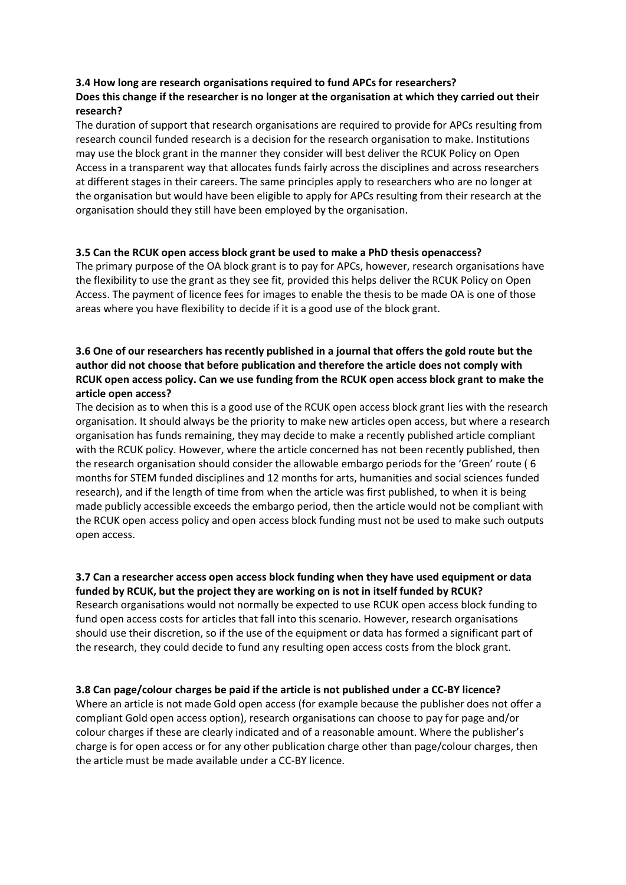**3.4 How long are research organisations required to fund APCs for researchers? Does this change if the researcher is no longer at the organisation at which they carried out their research?**

The duration of support that research organisations are required to provide for APCs resulting from research council funded research is a decision for the research organisation to make. Institutions may use the block grant in the manner they consider will best deliver the RCUK Policy on Open Access in a transparent way that allocates funds fairly across the disciplines and across researchers at different stages in their careers. The same principles apply to researchers who are no longer at the organisation but would have been eligible to apply for APCs resulting from their research at the organisation should they still have been employed by the organisation.

**3.5 Can the RCUK open access block grant be used to make a PhD thesis openaccess?**

The primary purpose of the OA block grant is to pay for APCs, however, research organisations have the flexibility to use the grant as they see fit, provided this helps deliver the RCUK Policy on Open Access. The payment of licence fees for images to enable the thesis to be made OA is one of those areas where you have flexibility to decide if it is a good use of the block grant.

**3.6 One of our researchers has recently published in a journal that offers the gold route but the author did not choose that before publication and therefore the article does not comply with RCUK open access policy. Can we use funding from the RCUK open access block grant to make the article open access?**

The decision as to when this is a good use of the RCUK open access block grant lies with the research organisation. It should always be the priority to make new articles open access, but where a research organisation has funds remaining, they may decide to make a recently published article compliant with the RCUK policy. However, where the article concerned has not been recently published, then the research organisation should consider the allowable embargo periods for the 'Green' route ( 6 months for STEM funded disciplines and 12 months for arts, humanities and social sciences funded research), and if the length of time from when the article was first published, to when it is being made publicly accessible exceeds the embargo period, then the article would not be compliant with the RCUK open access policy and open access block funding must not be used to make such outputs open access.

**3.7 Can a researcher access open access block funding when they have used equipment or data funded by RCUK, but the project they are working on is not in itself funded by RCUK?**

Research organisations would not normally be expected to use RCUK open access block funding to fund open access costs for articles that fall into this scenario. However, research organisations should use their discretion, so if the use of the equipment or data has formed a significant part of the research, they could decide to fund any resulting open access costs from the block grant.

**3.8 Can page/colour charges be paid if the article is not published under a CC-BY licence?**

Where an article is not made Gold open access (for example because the publisher does not offer a compliant Gold open access option), research organisations can choose to pay for page and/or colour charges if these are clearly indicated and of a reasonable amount. Where the publisher's charge is for open access or for any other publication charge other than page/colour charges, then the article must be made available under a CC-BY licence.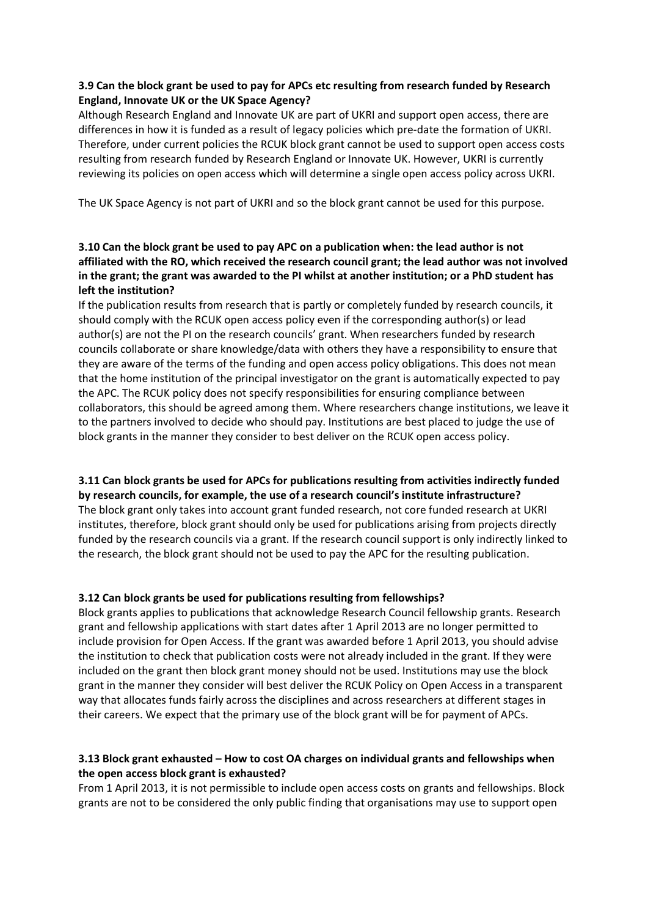**3.9 Can the block grant be used to pay for APCs etc resulting from research funded by Research England, Innovate UK or the UK Space Agency?**

Although Research England and Innovate UK are part of UKRI and support open access, there are differences in how it is funded as a result of legacy policies which pre-date the formation of UKRI. Therefore, under current policies the RCUK block grant cannot be used to support open access costs resulting from research funded by Research England or Innovate UK. However, UKRI is currently reviewing its policies on open access which will determine a single open access policy across UKRI.

The UK Space Agency is not part of UKRI and so the block grant cannot be used for this purpose.

**3.10 Can the block grant be used to pay APC on a publication when: the lead author is not affiliated with the RO, which received the research council grant; the lead author was not involved in the grant; the grant was awarded to the PI whilst at another institution; or a PhD student has left the institution?**

If the publication results from research that is partly or completely funded by research councils, it should comply with the RCUK open access policy even if the corresponding author(s) or lead author(s) are not the PI on the research councils' grant. When researchers funded by research councils collaborate or share knowledge/data with others they have a responsibility to ensure that they are aware of the terms of the funding and open access policy obligations. This does not mean that the home institution of the principal investigator on the grant is automatically expected to pay the APC. The RCUK policy does not specify responsibilities for ensuring compliance between collaborators, this should be agreed among them. Where researchers change institutions, we leave it to the partners involved to decide who should pay. Institutions are best placed to judge the use of block grants in the manner they consider to best deliver on the RCUK open access policy.

**3.11 Can block grants be used for APCs for publications resulting from activities indirectly funded by research councils, for example, the use of a research council's institute infrastructure?**

The block grant only takes into account grant funded research, not core funded research at UKRI institutes, therefore, block grant should only be used for publications arising from projects directly funded by the research councils via a grant. If the research council support is only indirectly linked to the research, the block grant should not be used to pay the APC for the resulting publication.

**3.12 Can block grants be used for publications resulting from fellowships?**

Block grants applies to publications that acknowledge Research Council fellowship grants. Research grant and fellowship applications with start dates after 1 April 2013 are no longer permitted to include provision for Open Access. If the grant was awarded before 1 April 2013, you should advise the institution to check that publication costs were not already included in the grant. If they were included on the grant then block grant money should not be used. Institutions may use the block grant in the manner they consider will best deliver the RCUK Policy on Open Access in a transparent way that allocates funds fairly across the disciplines and across researchers at different stages in their careers. We expect that the primary use of the block grant will be for payment of APCs.

**3.13 Block grant exhausted – How to cost OA charges on individual grants and fellowships when the open access block grant is exhausted?**

From 1 April 2013, it is not permissible to include open access costs on grants and fellowships. Block grants are not to be considered the only public finding that organisations may use to support open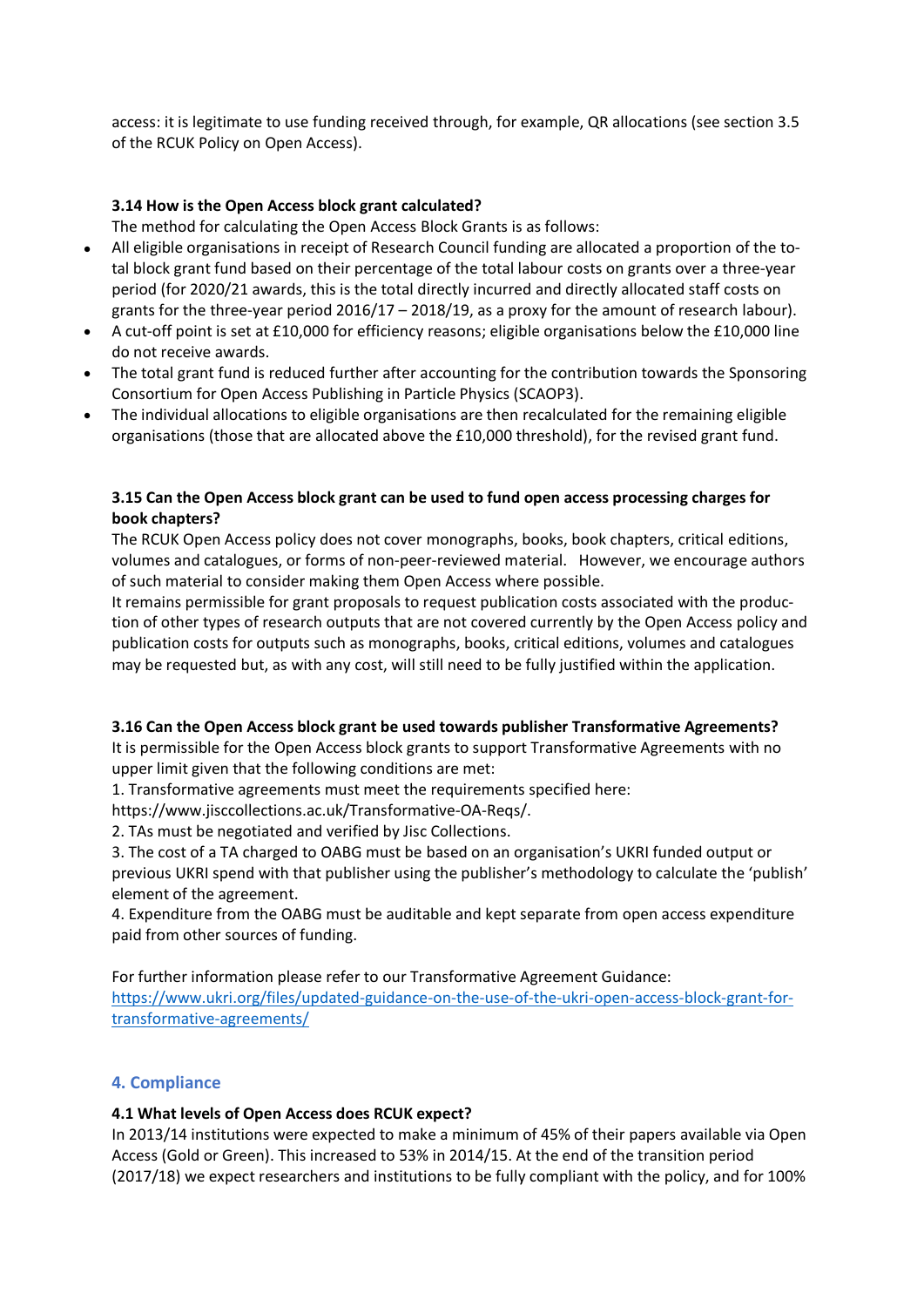access: it is legitimate to use funding received through, for example, QR allocations (see section 3.5 of the RCUK Policy on Open Access).

**3.14 How is the Open Access block grant calculated?**

The method for calculating the Open Access Block Grants is as follows:

- All eligible organisations in receipt of Research Council funding are allocated a proportion of the total block grant fund based on their percentage of the total labour costs on grants over a three-year period (for 2020/21 awards, this is the total directly incurred and directly allocated staff costs on grants for the three-year period 2016/17 – 2018/19, as a proxy for the amount of research labour).
- A cut-off point is set at £10,000 for efficiency reasons; eligible organisations below the £10,000 line do not receive awards.
- The total grant fund is reduced further after accounting for the contribution towards the Sponsoring Consortium for Open Access Publishing in Particle Physics (SCAOP3).
- The individual allocations to eligible organisations are then recalculated for the remaining eligible organisations (those that are allocated above the £10,000 threshold), for the revised grant fund.

**3.15 Can the Open Access block grant can be used to fund open access processing charges for book chapters?**

The RCUK Open Access policy does not cover monographs, books, book chapters, critical editions, volumes and catalogues, or forms of non-peer-reviewed material. However, we encourage authors of such material to consider making them Open Access where possible.

It remains permissible for grant proposals to request publication costs associated with the production of other types of research outputs that are not covered currently by the Open Access policy and publication costs for outputs such as monographs, books, critical editions, volumes and catalogues may be requested but, as with any cost, will still need to be fully justified within the application.

**3.16 Can the Open Access block grant be used towards publisher Transformative Agreements?**

It is permissible for the Open Access block grants to support Transformative Agreements with no upper limit given that the following conditions are met:

1. Transformative agreements must meet the requirements specified here: https://www.jisccollections.ac.uk/Transformative-OA-Reqs/.
2. TAs must be negotiated and verified by Jisc Collections.
3. The cost of a TA charged to OABG must be based on an organisation's UKRI funded output or previous UKRI spend with that publisher using the publisher's methodology to calculate the 'publish' element of the agreement.
4. Expenditure from the OABG must be auditable and kept separate from open access expenditure paid from other sources of funding.

For further information please refer to our Transformative Agreement Guidance: [https://www.ukri.org/files/updated-guidance-on-the-use-of-the-ukri-open-access-block-grant-for-transformative-agreements/](https://www.ukri.org/files/updated-guidance-on-the-use-of-the-ukri-open-access-block-grant-for-transformative-agreements/)

## 4. Compliance

**4.1 What levels of Open Access does RCUK expect?**

In 2013/14 institutions were expected to make a minimum of 45% of their papers available via Open Access (Gold or Green). This increased to 53% in 2014/15. At the end of the transition period (2017/18) we expect researchers and institutions to be fully compliant with the policy, and for 100%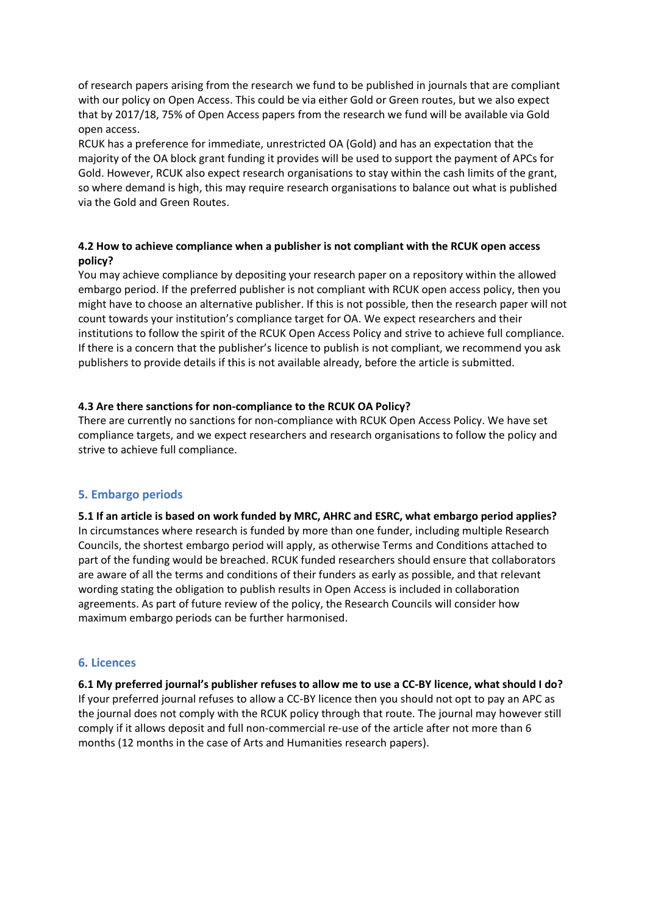of research papers arising from the research we fund to be published in journals that are compliant with our policy on Open Access. This could be via either Gold or Green routes, but we also expect that by 2017/18, 75% of Open Access papers from the research we fund will be available via Gold open access.

RCUK has a preference for immediate, unrestricted OA (Gold) and has an expectation that the majority of the OA block grant funding it provides will be used to support the payment of APCs for Gold. However, RCUK also expect research organisations to stay within the cash limits of the grant, so where demand is high, this may require research organisations to balance out what is published via the Gold and Green Routes.

**4.2 How to achieve compliance when a publisher is not compliant with the RCUK open access policy?**

You may achieve compliance by depositing your research paper on a repository within the allowed embargo period. If the preferred publisher is not compliant with RCUK open access policy, then you might have to choose an alternative publisher. If this is not possible, then the research paper will not count towards your institution's compliance target for OA. We expect researchers and their institutions to follow the spirit of the RCUK Open Access Policy and strive to achieve full compliance. If there is a concern that the publisher's licence to publish is not compliant, we recommend you ask publishers to provide details if this is not available already, before the article is submitted.

**4.3 Are there sanctions for non-compliance to the RCUK OA Policy?**

There are currently no sanctions for non-compliance with RCUK Open Access Policy. We have set compliance targets, and we expect researchers and research organisations to follow the policy and strive to achieve full compliance.

## 5. Embargo periods

**5.1 If an article is based on work funded by MRC, AHRC and ESRC, what embargo period applies?**

In circumstances where research is funded by more than one funder, including multiple Research Councils, the shortest embargo period will apply, as otherwise Terms and Conditions attached to part of the funding would be breached. RCUK funded researchers should ensure that collaborators are aware of all the terms and conditions of their funders as early as possible, and that relevant wording stating the obligation to publish results in Open Access is included in collaboration agreements. As part of future review of the policy, the Research Councils will consider how maximum embargo periods can be further harmonised.

## 6. Licences

**6.1 My preferred journal's publisher refuses to allow me to use a CC-BY licence, what should I do?**

If your preferred journal refuses to allow a CC-BY licence then you should not opt to pay an APC as the journal does not comply with the RCUK policy through that route. The journal may however still comply if it allows deposit and full non-commercial re-use of the article after not more than 6 months (12 months in the case of Arts and Humanities research papers).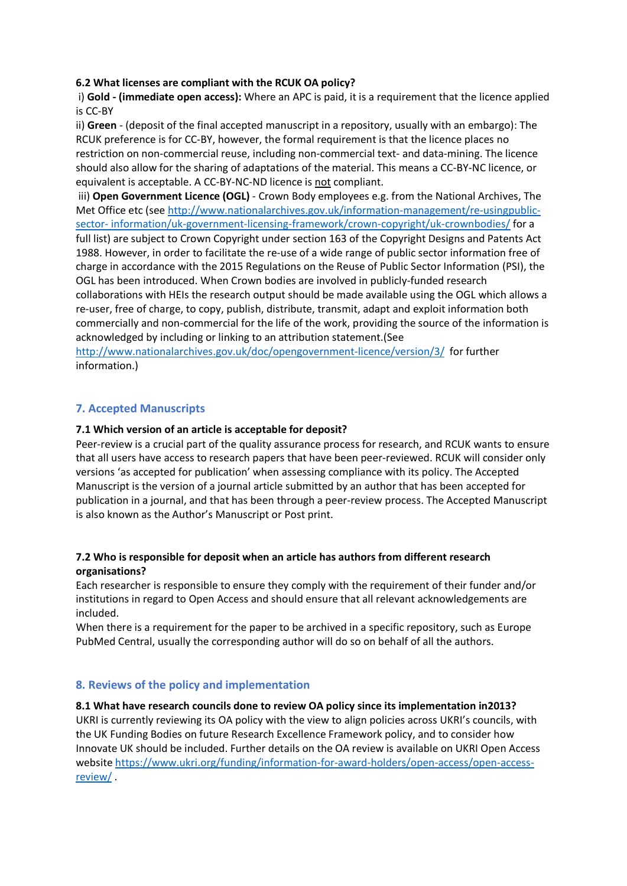**6.2 What licenses are compliant with the RCUK OA policy?**

i) **Gold - (immediate open access):** Where an APC is paid, it is a requirement that the licence applied is CC-BY

ii) **Green** - (deposit of the final accepted manuscript in a repository, usually with an embargo): The RCUK preference is for CC-BY, however, the formal requirement is that the licence places no restriction on non-commercial reuse, including non-commercial text- and data-mining. The licence should also allow for the sharing of adaptations of the material. This means a CC-BY-NC licence, or equivalent is acceptable. A CC-BY-NC-ND licence is not compliant.

iii) **Open Government Licence (OGL)** - Crown Body employees e.g. from the National Archives, The Met Office etc (see http://www.nationalarchives.gov.uk/information-management/re-usingpublic-sector- information/uk-government-licensing-framework/crown-copyright/uk-crownbodies/ for a full list) are subject to Crown Copyright under section 163 of the Copyright Designs and Patents Act 1988. However, in order to facilitate the re-use of a wide range of public sector information free of charge in accordance with the 2015 Regulations on the Reuse of Public Sector Information (PSI), the OGL has been introduced. When Crown bodies are involved in publicly-funded research collaborations with HEIs the research output should be made available using the OGL which allows a re-user, free of charge, to copy, publish, distribute, transmit, adapt and exploit information both commercially and non-commercial for the life of the work, providing the source of the information is acknowledged by including or linking to an attribution statement.(See http://www.nationalarchives.gov.uk/doc/opengovernment-licence/version/3/ for further information.)

## 7. Accepted Manuscripts

**7.1 Which version of an article is acceptable for deposit?**

Peer-review is a crucial part of the quality assurance process for research, and RCUK wants to ensure that all users have access to research papers that have been peer-reviewed. RCUK will consider only versions 'as accepted for publication' when assessing compliance with its policy. The Accepted Manuscript is the version of a journal article submitted by an author that has been accepted for publication in a journal, and that has been through a peer-review process. The Accepted Manuscript is also known as the Author's Manuscript or Post print.

**7.2 Who is responsible for deposit when an article has authors from different research organisations?**

Each researcher is responsible to ensure they comply with the requirement of their funder and/or institutions in regard to Open Access and should ensure that all relevant acknowledgements are included.

When there is a requirement for the paper to be archived in a specific repository, such as Europe PubMed Central, usually the corresponding author will do so on behalf of all the authors.

## 8. Reviews of the policy and implementation

**8.1 What have research councils done to review OA policy since its implementation in2013?**

UKRI is currently reviewing its OA policy with the view to align policies across UKRI's councils, with the UK Funding Bodies on future Research Excellence Framework policy, and to consider how Innovate UK should be included. Further details on the OA review is available on UKRI Open Access website https://www.ukri.org/funding/information-for-award-holders/open-access/open-access-review/ .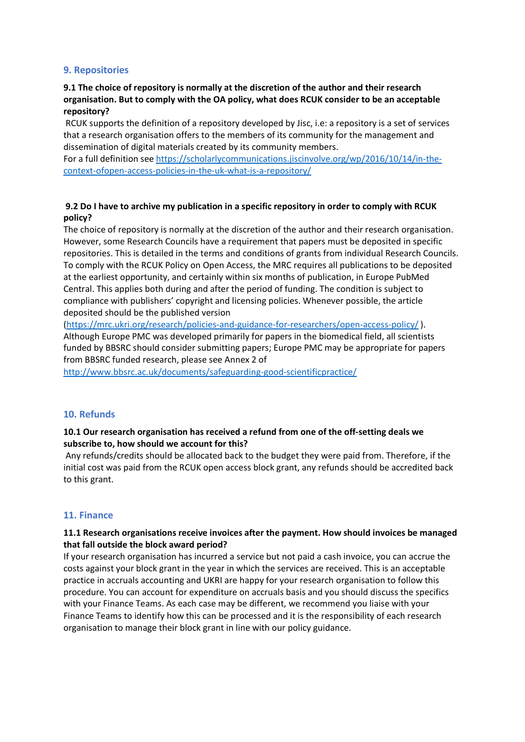## 9. Repositories

**9.1 The choice of repository is normally at the discretion of the author and their research organisation. But to comply with the OA policy, what does RCUK consider to be an acceptable repository?**

RCUK supports the definition of a repository developed by Jisc, i.e: a repository is a set of services that a research organisation offers to the members of its community for the management and dissemination of digital materials created by its community members.

For a full definition see [https://scholarlycommunications.jiscinvolve.org/wp/2016/10/14/in-the-context-ofopen-access-policies-in-the-uk-what-is-a-repository/](https://scholarlycommunications.jiscinvolve.org/wp/2016/10/14/in-the-context-ofopen-access-policies-in-the-uk-what-is-a-repository/)

**9.2 Do I have to archive my publication in a specific repository in order to comply with RCUK policy?**

The choice of repository is normally at the discretion of the author and their research organisation. However, some Research Councils have a requirement that papers must be deposited in specific repositories. This is detailed in the terms and conditions of grants from individual Research Councils. To comply with the RCUK Policy on Open Access, the MRC requires all publications to be deposited at the earliest opportunity, and certainly within six months of publication, in Europe PubMed Central. This applies both during and after the period of funding. The condition is subject to compliance with publishers' copyright and licensing policies. Whenever possible, the article deposited should be the published version ([https://mrc.ukri.org/research/policies-and-guidance-for-researchers/open-access-policy/](https://mrc.ukri.org/research/policies-and-guidance-for-researchers/open-access-policy/) ).

Although Europe PMC was developed primarily for papers in the biomedical field, all scientists funded by BBSRC should consider submitting papers; Europe PMC may be appropriate for papers from BBSRC funded research, please see Annex 2 of [http://www.bbsrc.ac.uk/documents/safeguarding-good-scientificpractice/](http://www.bbsrc.ac.uk/documents/safeguarding-good-scientificpractice/)

## 10. Refunds

**10.1 Our research organisation has received a refund from one of the off-setting deals we subscribe to, how should we account for this?**

Any refunds/credits should be allocated back to the budget they were paid from. Therefore, if the initial cost was paid from the RCUK open access block grant, any refunds should be accredited back to this grant.

## 11. Finance

**11.1 Research organisations receive invoices after the payment. How should invoices be managed that fall outside the block award period?**

If your research organisation has incurred a service but not paid a cash invoice, you can accrue the costs against your block grant in the year in which the services are received. This is an acceptable practice in accruals accounting and UKRI are happy for your research organisation to follow this procedure. You can account for expenditure on accruals basis and you should discuss the specifics with your Finance Teams. As each case may be different, we recommend you liaise with your Finance Teams to identify how this can be processed and it is the responsibility of each research organisation to manage their block grant in line with our policy guidance.